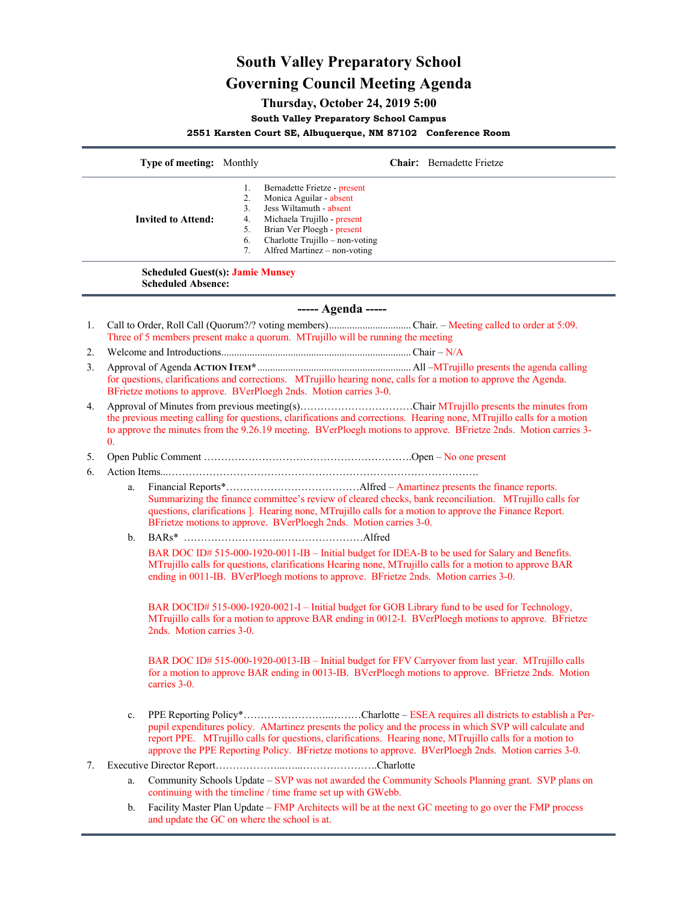# South Valley Preparatory School

# Governing Council Meeting Agenda

### Thursday, October 24, 2019 5:00

**South Valley Preparatory School Campus**

**2551 Karsten Court SE, Albuquerque, NM 87102 Conference Room**

**Type of meeting:** Monthly **Chair:** Bernadette Frietze

**Invited to Attend:**

1. Bernadette Frietze - present
2. Monica Aguilar - absent
3. Jess Wiltamuth - absent
4. Michaela Trujillo - present
5. Brian Ver Ploegh - present
6. Charlotte Trujillo – non-voting
7. Alfred Martinez – non-voting

**Scheduled Guest(s):** **Jamie Munsey**
**Scheduled Absence:**

## ----- Agenda -----

1. Call to Order, Roll Call (Quorum?/? voting members)................................Chair. – Meeting called to order at 5:09. Three of 5 members present make a quorum. MTrujillo will be running the meeting
2. Welcome and Introductions.........................................................................Chair – N/A
3. Approval of Agenda **ACTION ITEM***...........................................................All –MTrujillo presents the agenda calling for questions, clarifications and corrections. MTrujillo hearing none, calls for a motion to approve the Agenda. BFrietze motions to approve. BVerPloegh 2nds. Motion carries 3-0.
4. Approval of Minutes from previous meeting(s)……………………………Chair MTrujillo presents the minutes from the previous meeting calling for questions, clarifications and corrections. Hearing none, MTrujillo calls for a motion to approve the minutes from the 9.26.19 meeting. BVerPloegh motions to approve. BFrietze 2nds. Motion carries 3-0.
5. Open Public Comment …………………………………………………….Open – No one present
6. Action Items...……………………………………………………………………………….
   a. Financial Reports*…………………………………Alfred – Amartinez presents the finance reports. Summarizing the finance committee's review of cleared checks, bank reconciliation. MTrujillo calls for questions, clarifications ]. Hearing none, MTrujillo calls for a motion to approve the Finance Report. BFrietze motions to approve. BVerPloegh 2nds. Motion carries 3-0.
   b. BARs* ………………………...……………………Alfred

      BAR DOC ID# 515-000-1920-0011-IB – Initial budget for IDEA-B to be used for Salary and Benefits. MTrujillo calls for questions, clarifications Hearing none, MTrujillo calls for a motion to approve BAR ending in 0011-IB. BVerPloegh motions to approve. BFrietze 2nds. Motion carries 3-0.

      BAR DOCID# 515-000-1920-0021-I – Initial budget for GOB Library fund to be used for Technology, MTrujillo calls for a motion to approve BAR ending in 0012-I. BVerPloegh motions to approve. BFrietze 2nds. Motion carries 3-0.

      BAR DOC ID# 515-000-1920-0013-IB – Initial budget for FFV Carryover from last year. MTrujillo calls for a motion to approve BAR ending in 0013-IB. BVerPloegh motions to approve. BFrietze 2nds. Motion carries 3-0.
   c. PPE Reporting Policy*…………………...………Charlotte – ESEA requires all districts to establish a Per-pupil expenditures policy. AMartinez presents the policy and the process in which SVP will calculate and report PPE. MTrujillo calls for questions, clarifications. Hearing none, MTrujillo calls for a motion to approve the PPE Reporting Policy. BFrietze motions to approve. BVerPloegh 2nds. Motion carries 3-0.
7. Executive Director Report………………...…...………………….Charlotte
   a. Community Schools Update – SVP was not awarded the Community Schools Planning grant. SVP plans on continuing with the timeline / time frame set up with GWebb.
   b. Facility Master Plan Update – FMP Architects will be at the next GC meeting to go over the FMP process and update the GC on where the school is at.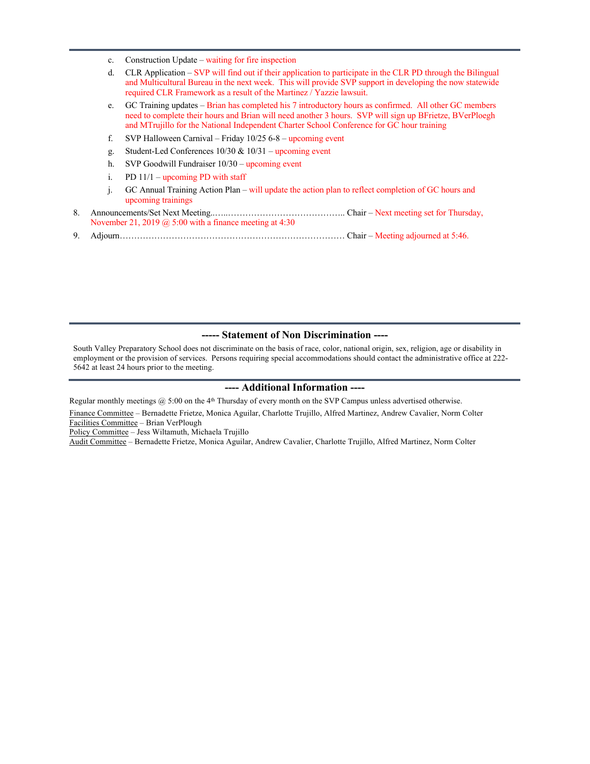c. Construction Update – waiting for fire inspection

d. CLR Application – SVP will find out if their application to participate in the CLR PD through the Bilingual and Multicultural Bureau in the next week. This will provide SVP support in developing the now statewide required CLR Framework as a result of the Martinez / Yazzie lawsuit.

e. GC Training updates – Brian has completed his 7 introductory hours as confirmed. All other GC members need to complete their hours and Brian will need another 3 hours. SVP will sign up BFrietze, BVerPloegh and MTrujillo for the National Independent Charter School Conference for GC hour training

f. SVP Halloween Carnival – Friday 10/25 6-8 – upcoming event

g. Student-Led Conferences 10/30 & 10/31 – upcoming event

h. SVP Goodwill Fundraiser 10/30 – upcoming event

i. PD 11/1 – upcoming PD with staff

j. GC Annual Training Action Plan – will update the action plan to reflect completion of GC hours and upcoming trainings

8. Announcements/Set Next Meeting..…..………………………………….. Chair – Next meeting set for Thursday, November 21, 2019 @ 5:00 with a finance meeting at 4:30

9. Adjourn…………………………………………………………………… Chair – Meeting adjourned at 5:46.

## ----- Statement of Non Discrimination ----

South Valley Preparatory School does not discriminate on the basis of race, color, national origin, sex, religion, age or disability in employment or the provision of services. Persons requiring special accommodations should contact the administrative office at 222-5642 at least 24 hours prior to the meeting.

## ---- Additional Information ----

Regular monthly meetings @ 5:00 on the 4th Thursday of every month on the SVP Campus unless advertised otherwise.

Finance Committee – Bernadette Frietze, Monica Aguilar, Charlotte Trujillo, Alfred Martinez, Andrew Cavalier, Norm Colter
Facilities Committee – Brian VerPlough
Policy Committee – Jess Wiltamuth, Michaela Trujillo
Audit Committee – Bernadette Frietze, Monica Aguilar, Andrew Cavalier, Charlotte Trujillo, Alfred Martinez, Norm Colter